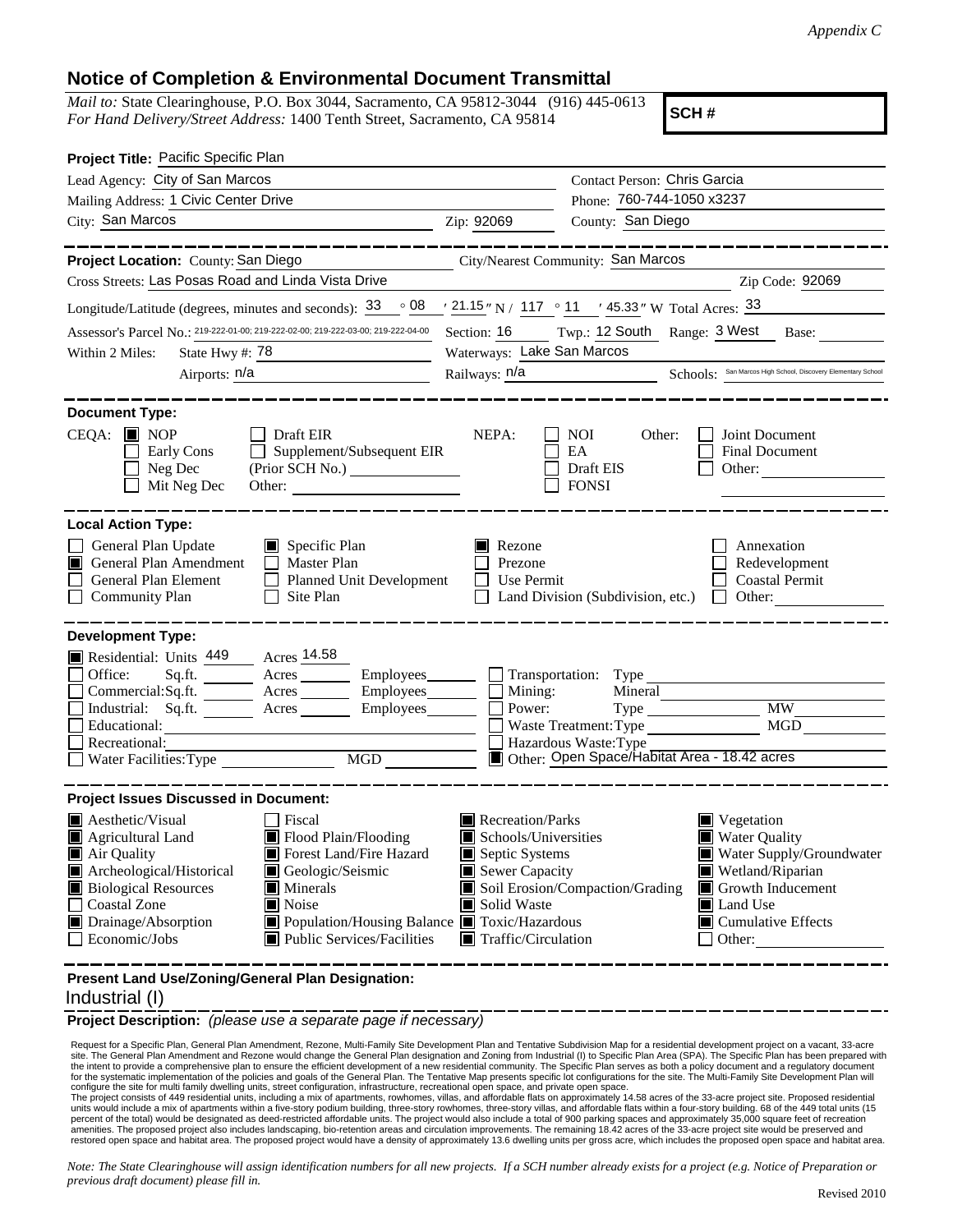*Appendix C*

# Notice of Completion & Environmental Document Transmittal

*Mail to:* State Clearinghouse, P.O. Box 3044, Sacramento, CA 95812-3044 (916) 445-0613
*For Hand Delivery/Street Address:* 1400 Tenth Street, Sacramento, CA 95814

**SCH #**

**Project Title:** Pacific Specific Plan

Lead Agency: City of San Marcos
Contact Person: Chris Garcia
Mailing Address: 1 Civic Center Drive
Phone: 760-744-1050 x3237
City: San Marcos
Zip: 92069
County: San Diego

---

**Project Location:** County: San Diego
City/Nearest Community: San Marcos
Cross Streets: Las Posas Road and Linda Vista Drive
Zip Code: 92069

Longitude/Latitude (degrees, minutes and seconds): 33 ° 08 ′ 21.15 ″ N / 117 ° 11 ′ 45.33 ″ W Total Acres: 33

Assessor's Parcel No.: 219-222-01-00; 219-222-02-00; 219-222-03-00; 219-222-04-00
Section: 16 Twp.: 12 South Range: 3 West Base:

Within 2 Miles: State Hwy #: 78
Waterways: Lake San Marcos
Airports: n/a
Railways: n/a
Schools: San Marcos High School, Discovery Elementary School

---

**Document Type:**

CEQA: ■ NOP ☐ Draft EIR ☐ Early Cons ☐ Supplement/Subsequent EIR ☐ Neg Dec (Prior SCH No.) ☐ Mit Neg Dec Other:

NEPA: ☐ NOI ☐ EA ☐ Draft EIS ☐ FONSI

Other: ☐ Joint Document ☐ Final Document ☐ Other:

---

**Local Action Type:**

☐ General Plan Update
■ General Plan Amendment
☐ General Plan Element
☐ Community Plan
■ Specific Plan
☐ Master Plan
☐ Planned Unit Development
☐ Site Plan
■ Rezone
☐ Prezone
☐ Use Permit
☐ Land Division (Subdivision, etc.)
☐ Annexation
☐ Redevelopment
☐ Coastal Permit
☐ Other:

---

**Development Type:**

■ Residential: Units 449 Acres 14.58
☐ Office: Sq.ft. Acres Employees
☐ Commercial: Sq.ft. Acres Employees
☐ Industrial: Sq.ft. Acres Employees
☐ Educational:
☐ Recreational:
☐ Water Facilities: Type MGD
☐ Transportation: Type
☐ Mining: Mineral
☐ Power: Type MW
☐ Waste Treatment: Type MGD
☐ Hazardous Waste: Type
■ Other: Open Space/Habitat Area - 18.42 acres

---

**Project Issues Discussed in Document:**

■ Aesthetic/Visual
■ Agricultural Land
■ Air Quality
■ Archeological/Historical
■ Biological Resources
☐ Coastal Zone
■ Drainage/Absorption
☐ Economic/Jobs
☐ Fiscal
■ Flood Plain/Flooding
■ Forest Land/Fire Hazard
■ Geologic/Seismic
■ Minerals
■ Noise
■ Population/Housing Balance
■ Public Services/Facilities
■ Recreation/Parks
■ Schools/Universities
■ Septic Systems
■ Sewer Capacity
■ Soil Erosion/Compaction/Grading
■ Solid Waste
■ Toxic/Hazardous
■ Traffic/Circulation
■ Vegetation
■ Water Quality
■ Water Supply/Groundwater
■ Wetland/Riparian
■ Growth Inducement
■ Land Use
■ Cumulative Effects
☐ Other:

---

**Present Land Use/Zoning/General Plan Designation:**

Industrial (I)

**Project Description:** *(please use a separate page if necessary)*

Request for a Specific Plan, General Plan Amendment, Rezone, Multi-Family Site Development Plan and Tentative Subdivision Map for a residential development project on a vacant, 33-acre site. The General Plan Amendment and Rezone would change the General Plan designation and Zoning from Industrial (I) to Specific Plan Area (SPA). The Specific Plan has been prepared with the intent to provide a comprehensive plan to ensure the efficient development of a new residential community. The Specific Plan serves as both a policy document and a regulatory document for the systematic implementation of the policies and goals of the General Plan. The Tentative Map presents specific lot configurations for the site. The Multi-Family Site Development Plan will configure the site for multi family dwelling units, street configuration, infrastructure, recreational open space, and private open space.
The project consists of 449 residential units, including a mix of apartments, rowhomes, villas, and affordable flats on approximately 14.58 acres of the 33-acre project site. Proposed residential units would include a mix of apartments within a five-story podium building, three-story rowhomes, three-story villas, and affordable flats within a four-story building. 68 of the 449 total units (15 percent of the total) would be designated as deed-restricted affordable units. The project would also include a total of 900 parking spaces and approximately 35,000 square feet of recreation amenities. The proposed project also includes landscaping, bio-retention areas and circulation improvements. The remaining 18.42 acres of the 33-acre project site would be preserved and restored open space and habitat area. The proposed project would have a density of approximately 13.6 dwelling units per gross acre, which includes the proposed open space and habitat area.

*Note: The State Clearinghouse will assign identification numbers for all new projects. If a SCH number already exists for a project (e.g. Notice of Preparation or previous draft document) please fill in.*

Revised 2010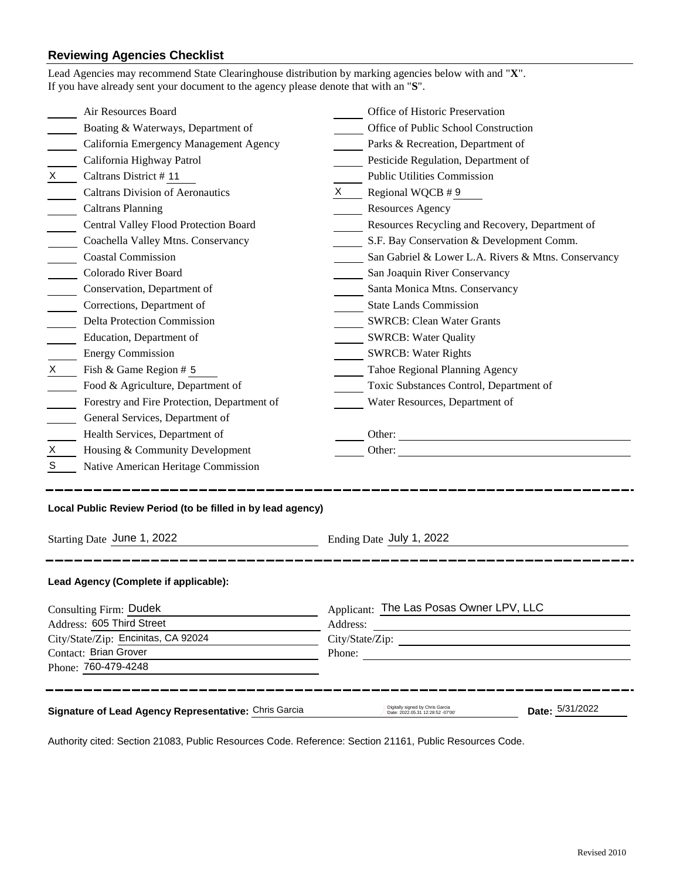## Reviewing Agencies Checklist

Lead Agencies may recommend State Clearinghouse distribution by marking agencies below with and "**X**".
If you have already sent your document to the agency please denote that with an "**S**".

| | | | |
|---|---|---|---|
| | Air Resources Board | | Office of Historic Preservation |
| | Boating & Waterways, Department of | | Office of Public School Construction |
| | California Emergency Management Agency | | Parks & Recreation, Department of |
| | California Highway Patrol | | Pesticide Regulation, Department of |
| X | Caltrans District # 11 | | Public Utilities Commission |
| | Caltrans Division of Aeronautics | X | Regional WQCB # 9 |
| | Caltrans Planning | | Resources Agency |
| | Central Valley Flood Protection Board | | Resources Recycling and Recovery, Department of |
| | Coachella Valley Mtns. Conservancy | | S.F. Bay Conservation & Development Comm. |
| | Coastal Commission | | San Gabriel & Lower L.A. Rivers & Mtns. Conservancy |
| | Colorado River Board | | San Joaquin River Conservancy |
| | Conservation, Department of | | Santa Monica Mtns. Conservancy |
| | Corrections, Department of | | State Lands Commission |
| | Delta Protection Commission | | SWRCB: Clean Water Grants |
| | Education, Department of | | SWRCB: Water Quality |
| | Energy Commission | | SWRCB: Water Rights |
| X | Fish & Game Region # 5 | | Tahoe Regional Planning Agency |
| | Food & Agriculture, Department of | | Toxic Substances Control, Department of |
| | Forestry and Fire Protection, Department of | | Water Resources, Department of |
| | General Services, Department of | | |
| | Health Services, Department of | | Other: |
| X | Housing & Community Development | | Other: |
| S | Native American Heritage Commission | | |

### Local Public Review Period (to be filled in by lead agency)

Starting Date June 1, 2022 Ending Date July 1, 2022

### Lead Agency (Complete if applicable):

Consulting Firm: Dudek
Address: 605 Third Street
City/State/Zip: Encinitas, CA 92024
Contact: Brian Grover
Phone: 760-479-4248

Applicant: The Las Posas Owner LPV, LLC
Address:
City/State/Zip:
Phone:

**Signature of Lead Agency Representative:** Chris Garcia Digitally signed by Chris Garcia Date: 2022.05.31 12:28:52 -07'00' **Date:** 5/31/2022

Authority cited: Section 21083, Public Resources Code. Reference: Section 21161, Public Resources Code.

Revised 2010